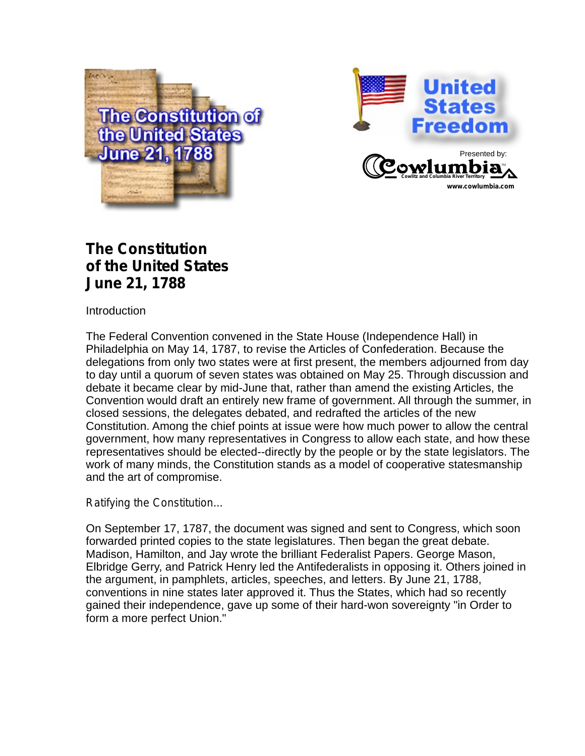# The Constitution of the United States June 21, 1788

Introduction

The Federal Convention convened in the State House (Independence Hall) in Philadelphia on May 14, 1787, to revise the Articles of Confederation. Because the delegations from only two states were at first present, the members adjourned from day to day until a quorum of seven states was obtained on May 25. Through discussion and debate it became clear by mid-June that, rather than amend the existing Articles, the Convention would draft an entirely new frame of government. All through the summer, in closed sessions, the delegates debated, and redrafted the articles of the new Constitution. Among the chief points at issue were how much power to allow the central government, how many representatives in Congress to allow each state, and how these representatives should be elected--directly by the people or by the state legislators. The work of many minds, the Constitution stands as a model of cooperative statesmanship and the art of compromise.

Ratifying the Constitution...

On September 17, 1787, the document was signed and sent to Congress, which soon forwarded printed copies to the state legislatures. Then began the great debate. Madison, Hamilton, and Jay wrote the brilliant Federalist Papers. George Mason, Elbridge Gerry, and Patrick Henry led the Antifederalists in opposing it. Others joined in the argument, in pamphlets, articles, speeches, and letters. By June 21, 1788, conventions in nine states later approved it. Thus the States, which had so recently gained their independence, gave up some of their hard-won sovereignty "in Order to form a more perfect Union."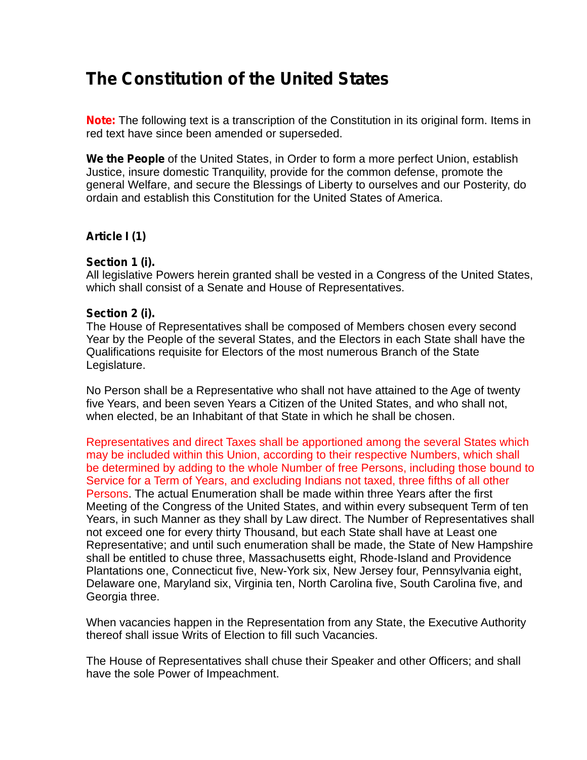# The Constitution of the United States

**Note:** The following text is a transcription of the Constitution in its original form. Items in red text have since been amended or superseded.

**We the People** of the United States, in Order to form a more perfect Union, establish Justice, insure domestic Tranquility, provide for the common defense, promote the general Welfare, and secure the Blessings of Liberty to ourselves and our Posterity, do ordain and establish this Constitution for the United States of America.

### Article I (1)

**Section 1 (i).**
All legislative Powers herein granted shall be vested in a Congress of the United States, which shall consist of a Senate and House of Representatives.

**Section 2 (i).**
The House of Representatives shall be composed of Members chosen every second Year by the People of the several States, and the Electors in each State shall have the Qualifications requisite for Electors of the most numerous Branch of the State Legislature.

No Person shall be a Representative who shall not have attained to the Age of twenty five Years, and been seven Years a Citizen of the United States, and who shall not, when elected, be an Inhabitant of that State in which he shall be chosen.

Representatives and direct Taxes shall be apportioned among the several States which may be included within this Union, according to their respective Numbers, which shall be determined by adding to the whole Number of free Persons, including those bound to Service for a Term of Years, and excluding Indians not taxed, three fifths of all other Persons. The actual Enumeration shall be made within three Years after the first Meeting of the Congress of the United States, and within every subsequent Term of ten Years, in such Manner as they shall by Law direct. The Number of Representatives shall not exceed one for every thirty Thousand, but each State shall have at Least one Representative; and until such enumeration shall be made, the State of New Hampshire shall be entitled to chuse three, Massachusetts eight, Rhode-Island and Providence Plantations one, Connecticut five, New-York six, New Jersey four, Pennsylvania eight, Delaware one, Maryland six, Virginia ten, North Carolina five, South Carolina five, and Georgia three.

When vacancies happen in the Representation from any State, the Executive Authority thereof shall issue Writs of Election to fill such Vacancies.

The House of Representatives shall chuse their Speaker and other Officers; and shall have the sole Power of Impeachment.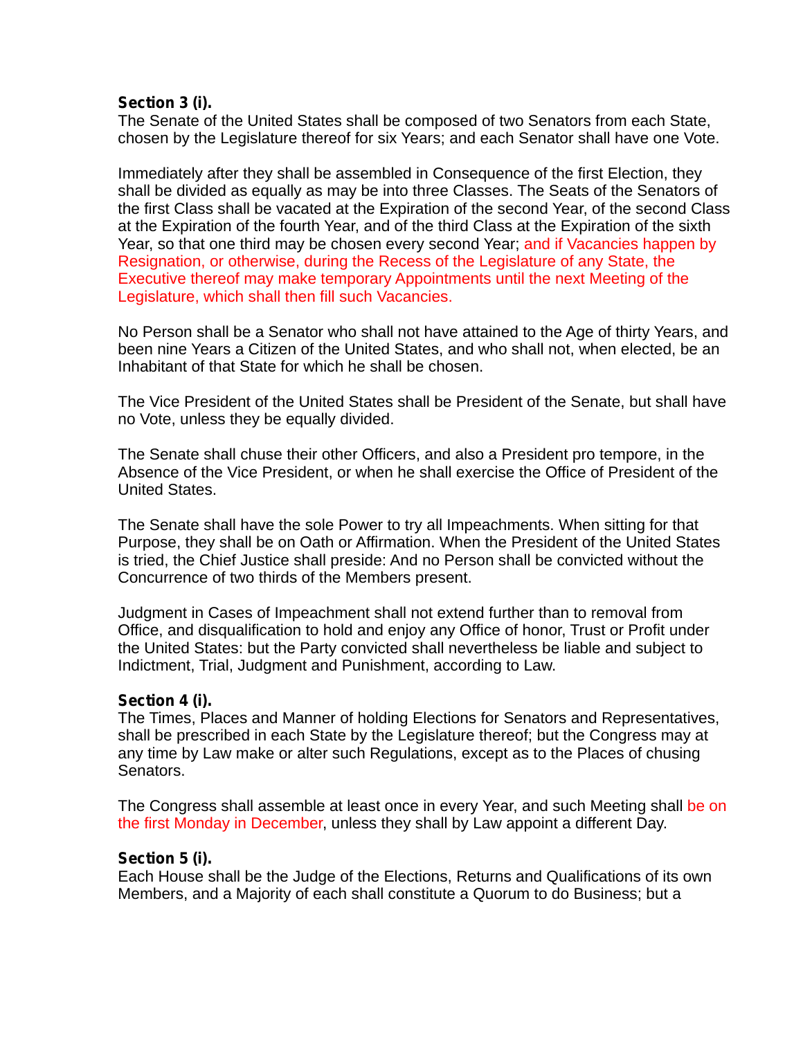**Section 3 (i).**
The Senate of the United States shall be composed of two Senators from each State, chosen by the Legislature thereof for six Years; and each Senator shall have one Vote.

Immediately after they shall be assembled in Consequence of the first Election, they shall be divided as equally as may be into three Classes. The Seats of the Senators of the first Class shall be vacated at the Expiration of the second Year, of the second Class at the Expiration of the fourth Year, and of the third Class at the Expiration of the sixth Year, so that one third may be chosen every second Year; and if Vacancies happen by Resignation, or otherwise, during the Recess of the Legislature of any State, the Executive thereof may make temporary Appointments until the next Meeting of the Legislature, which shall then fill such Vacancies.

No Person shall be a Senator who shall not have attained to the Age of thirty Years, and been nine Years a Citizen of the United States, and who shall not, when elected, be an Inhabitant of that State for which he shall be chosen.

The Vice President of the United States shall be President of the Senate, but shall have no Vote, unless they be equally divided.

The Senate shall chuse their other Officers, and also a President pro tempore, in the Absence of the Vice President, or when he shall exercise the Office of President of the United States.

The Senate shall have the sole Power to try all Impeachments. When sitting for that Purpose, they shall be on Oath or Affirmation. When the President of the United States is tried, the Chief Justice shall preside: And no Person shall be convicted without the Concurrence of two thirds of the Members present.

Judgment in Cases of Impeachment shall not extend further than to removal from Office, and disqualification to hold and enjoy any Office of honor, Trust or Profit under the United States: but the Party convicted shall nevertheless be liable and subject to Indictment, Trial, Judgment and Punishment, according to Law.

**Section 4 (i).**
The Times, Places and Manner of holding Elections for Senators and Representatives, shall be prescribed in each State by the Legislature thereof; but the Congress may at any time by Law make or alter such Regulations, except as to the Places of chusing Senators.

The Congress shall assemble at least once in every Year, and such Meeting shall be on the first Monday in December, unless they shall by Law appoint a different Day.

**Section 5 (i).**
Each House shall be the Judge of the Elections, Returns and Qualifications of its own Members, and a Majority of each shall constitute a Quorum to do Business; but a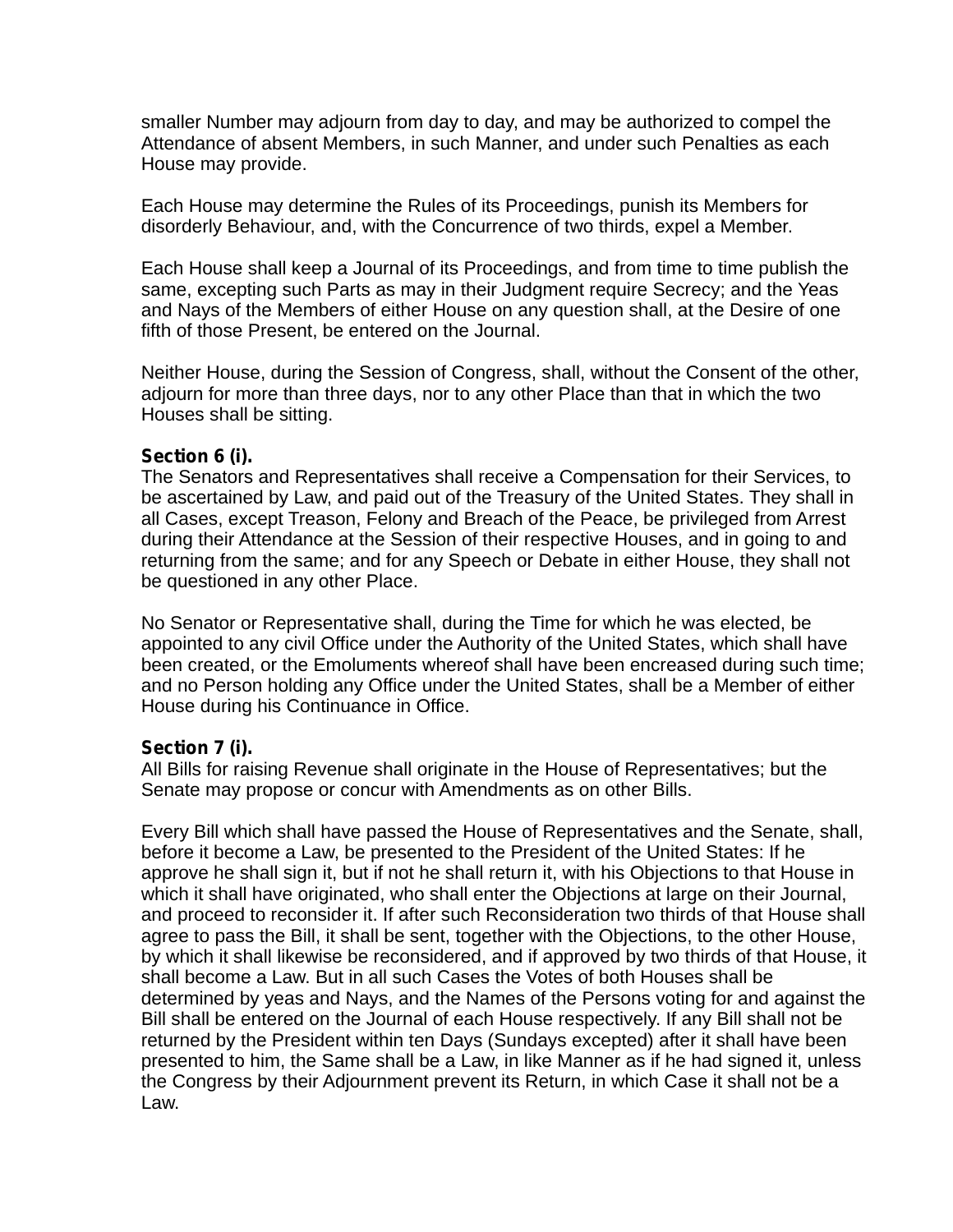smaller Number may adjourn from day to day, and may be authorized to compel the Attendance of absent Members, in such Manner, and under such Penalties as each House may provide.

Each House may determine the Rules of its Proceedings, punish its Members for disorderly Behaviour, and, with the Concurrence of two thirds, expel a Member.

Each House shall keep a Journal of its Proceedings, and from time to time publish the same, excepting such Parts as may in their Judgment require Secrecy; and the Yeas and Nays of the Members of either House on any question shall, at the Desire of one fifth of those Present, be entered on the Journal.

Neither House, during the Session of Congress, shall, without the Consent of the other, adjourn for more than three days, nor to any other Place than that in which the two Houses shall be sitting.

**Section 6 (i).**
The Senators and Representatives shall receive a Compensation for their Services, to be ascertained by Law, and paid out of the Treasury of the United States. They shall in all Cases, except Treason, Felony and Breach of the Peace, be privileged from Arrest during their Attendance at the Session of their respective Houses, and in going to and returning from the same; and for any Speech or Debate in either House, they shall not be questioned in any other Place.

No Senator or Representative shall, during the Time for which he was elected, be appointed to any civil Office under the Authority of the United States, which shall have been created, or the Emoluments whereof shall have been encreased during such time; and no Person holding any Office under the United States, shall be a Member of either House during his Continuance in Office.

**Section 7 (i).**
All Bills for raising Revenue shall originate in the House of Representatives; but the Senate may propose or concur with Amendments as on other Bills.

Every Bill which shall have passed the House of Representatives and the Senate, shall, before it become a Law, be presented to the President of the United States: If he approve he shall sign it, but if not he shall return it, with his Objections to that House in which it shall have originated, who shall enter the Objections at large on their Journal, and proceed to reconsider it. If after such Reconsideration two thirds of that House shall agree to pass the Bill, it shall be sent, together with the Objections, to the other House, by which it shall likewise be reconsidered, and if approved by two thirds of that House, it shall become a Law. But in all such Cases the Votes of both Houses shall be determined by yeas and Nays, and the Names of the Persons voting for and against the Bill shall be entered on the Journal of each House respectively. If any Bill shall not be returned by the President within ten Days (Sundays excepted) after it shall have been presented to him, the Same shall be a Law, in like Manner as if he had signed it, unless the Congress by their Adjournment prevent its Return, in which Case it shall not be a Law.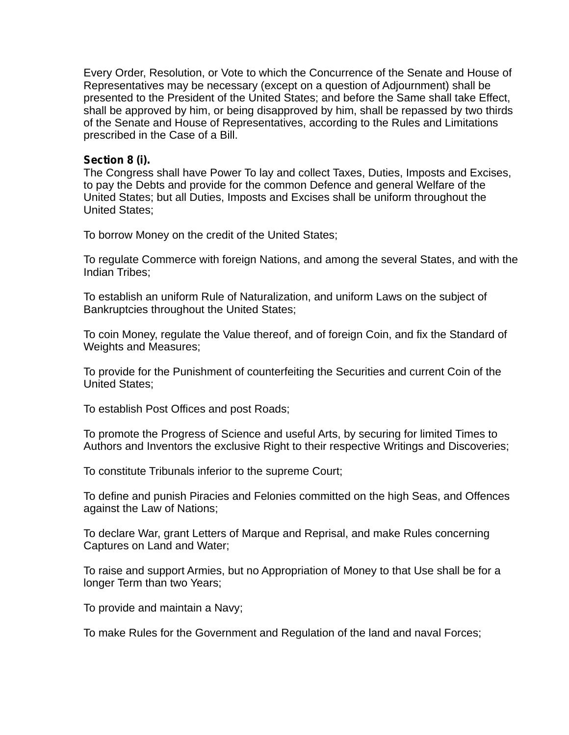Every Order, Resolution, or Vote to which the Concurrence of the Senate and House of Representatives may be necessary (except on a question of Adjournment) shall be presented to the President of the United States; and before the Same shall take Effect, shall be approved by him, or being disapproved by him, shall be repassed by two thirds of the Senate and House of Representatives, according to the Rules and Limitations prescribed in the Case of a Bill.

**Section 8 (i).**
The Congress shall have Power To lay and collect Taxes, Duties, Imposts and Excises, to pay the Debts and provide for the common Defence and general Welfare of the United States; but all Duties, Imposts and Excises shall be uniform throughout the United States;

To borrow Money on the credit of the United States;

To regulate Commerce with foreign Nations, and among the several States, and with the Indian Tribes;

To establish an uniform Rule of Naturalization, and uniform Laws on the subject of Bankruptcies throughout the United States;

To coin Money, regulate the Value thereof, and of foreign Coin, and fix the Standard of Weights and Measures;

To provide for the Punishment of counterfeiting the Securities and current Coin of the United States;

To establish Post Offices and post Roads;

To promote the Progress of Science and useful Arts, by securing for limited Times to Authors and Inventors the exclusive Right to their respective Writings and Discoveries;

To constitute Tribunals inferior to the supreme Court;

To define and punish Piracies and Felonies committed on the high Seas, and Offences against the Law of Nations;

To declare War, grant Letters of Marque and Reprisal, and make Rules concerning Captures on Land and Water;

To raise and support Armies, but no Appropriation of Money to that Use shall be for a longer Term than two Years;

To provide and maintain a Navy;

To make Rules for the Government and Regulation of the land and naval Forces;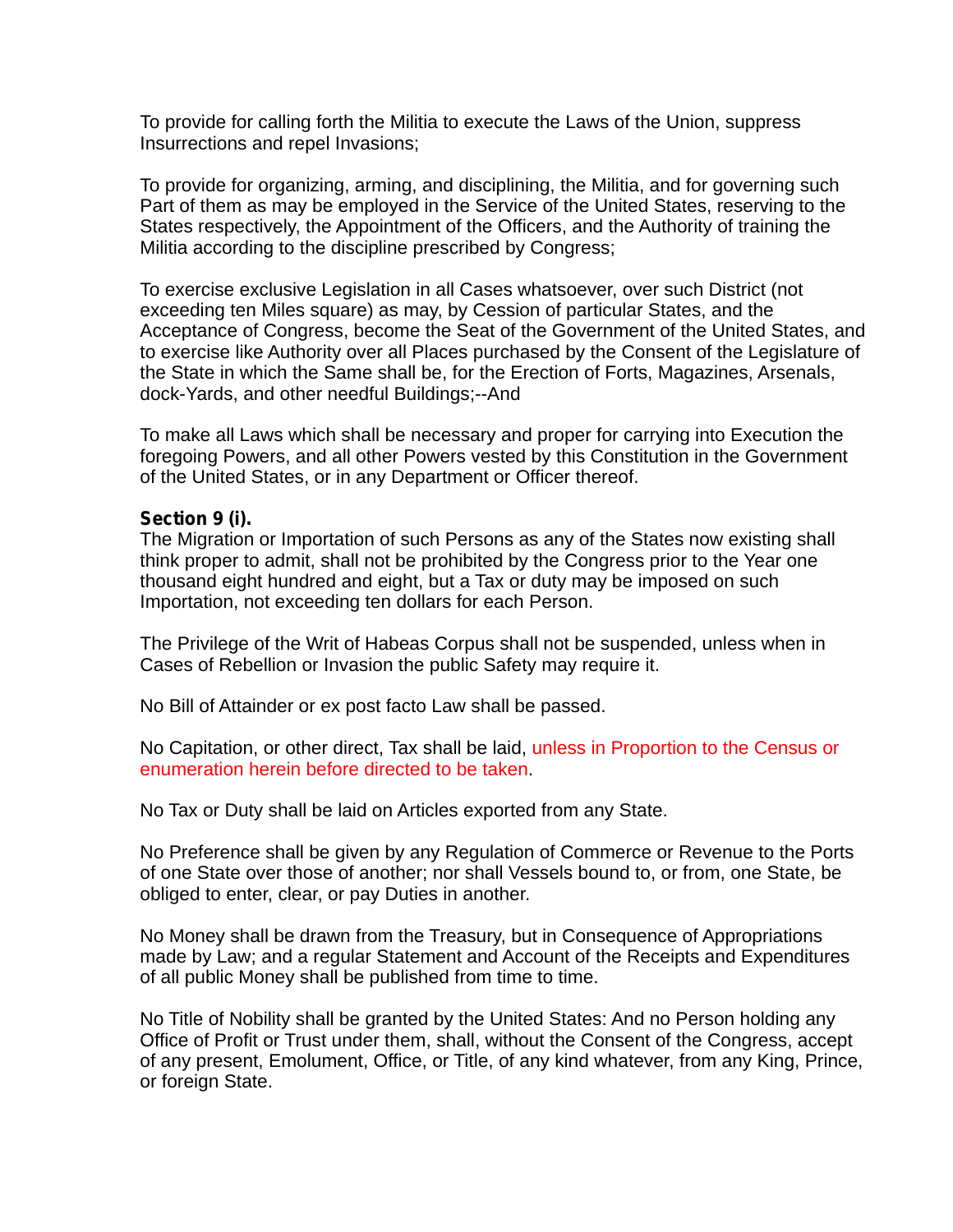To provide for calling forth the Militia to execute the Laws of the Union, suppress Insurrections and repel Invasions;

To provide for organizing, arming, and disciplining, the Militia, and for governing such Part of them as may be employed in the Service of the United States, reserving to the States respectively, the Appointment of the Officers, and the Authority of training the Militia according to the discipline prescribed by Congress;

To exercise exclusive Legislation in all Cases whatsoever, over such District (not exceeding ten Miles square) as may, by Cession of particular States, and the Acceptance of Congress, become the Seat of the Government of the United States, and to exercise like Authority over all Places purchased by the Consent of the Legislature of the State in which the Same shall be, for the Erection of Forts, Magazines, Arsenals, dock-Yards, and other needful Buildings;--And

To make all Laws which shall be necessary and proper for carrying into Execution the foregoing Powers, and all other Powers vested by this Constitution in the Government of the United States, or in any Department or Officer thereof.

**Section 9 (i).**
The Migration or Importation of such Persons as any of the States now existing shall think proper to admit, shall not be prohibited by the Congress prior to the Year one thousand eight hundred and eight, but a Tax or duty may be imposed on such Importation, not exceeding ten dollars for each Person.

The Privilege of the Writ of Habeas Corpus shall not be suspended, unless when in Cases of Rebellion or Invasion the public Safety may require it.

No Bill of Attainder or ex post facto Law shall be passed.

No Capitation, or other direct, Tax shall be laid, unless in Proportion to the Census or enumeration herein before directed to be taken.

No Tax or Duty shall be laid on Articles exported from any State.

No Preference shall be given by any Regulation of Commerce or Revenue to the Ports of one State over those of another; nor shall Vessels bound to, or from, one State, be obliged to enter, clear, or pay Duties in another.

No Money shall be drawn from the Treasury, but in Consequence of Appropriations made by Law; and a regular Statement and Account of the Receipts and Expenditures of all public Money shall be published from time to time.

No Title of Nobility shall be granted by the United States: And no Person holding any Office of Profit or Trust under them, shall, without the Consent of the Congress, accept of any present, Emolument, Office, or Title, of any kind whatever, from any King, Prince, or foreign State.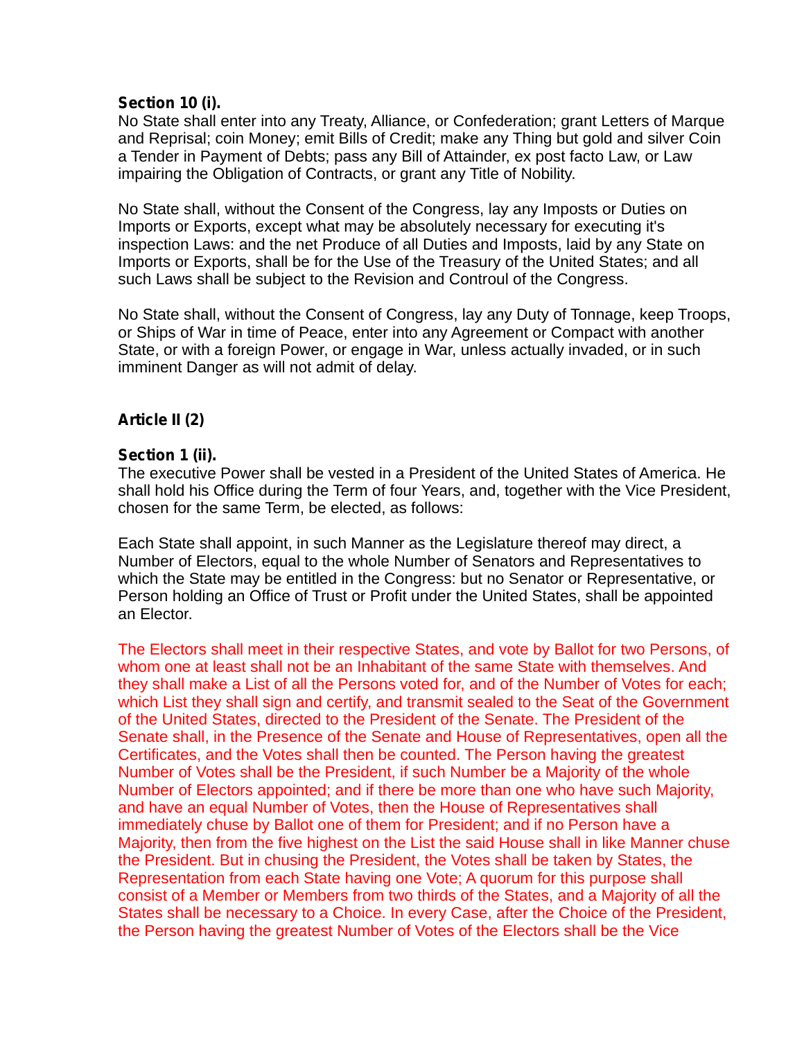**Section 10 (i).**
No State shall enter into any Treaty, Alliance, or Confederation; grant Letters of Marque and Reprisal; coin Money; emit Bills of Credit; make any Thing but gold and silver Coin a Tender in Payment of Debts; pass any Bill of Attainder, ex post facto Law, or Law impairing the Obligation of Contracts, or grant any Title of Nobility.

No State shall, without the Consent of the Congress, lay any Imposts or Duties on Imports or Exports, except what may be absolutely necessary for executing it's inspection Laws: and the net Produce of all Duties and Imposts, laid by any State on Imports or Exports, shall be for the Use of the Treasury of the United States; and all such Laws shall be subject to the Revision and Controul of the Congress.

No State shall, without the Consent of Congress, lay any Duty of Tonnage, keep Troops, or Ships of War in time of Peace, enter into any Agreement or Compact with another State, or with a foreign Power, or engage in War, unless actually invaded, or in such imminent Danger as will not admit of delay.

## Article II (2)

**Section 1 (ii).**
The executive Power shall be vested in a President of the United States of America. He shall hold his Office during the Term of four Years, and, together with the Vice President, chosen for the same Term, be elected, as follows:

Each State shall appoint, in such Manner as the Legislature thereof may direct, a Number of Electors, equal to the whole Number of Senators and Representatives to which the State may be entitled in the Congress: but no Senator or Representative, or Person holding an Office of Trust or Profit under the United States, shall be appointed an Elector.

The Electors shall meet in their respective States, and vote by Ballot for two Persons, of whom one at least shall not be an Inhabitant of the same State with themselves. And they shall make a List of all the Persons voted for, and of the Number of Votes for each; which List they shall sign and certify, and transmit sealed to the Seat of the Government of the United States, directed to the President of the Senate. The President of the Senate shall, in the Presence of the Senate and House of Representatives, open all the Certificates, and the Votes shall then be counted. The Person having the greatest Number of Votes shall be the President, if such Number be a Majority of the whole Number of Electors appointed; and if there be more than one who have such Majority, and have an equal Number of Votes, then the House of Representatives shall immediately chuse by Ballot one of them for President; and if no Person have a Majority, then from the five highest on the List the said House shall in like Manner chuse the President. But in chusing the President, the Votes shall be taken by States, the Representation from each State having one Vote; A quorum for this purpose shall consist of a Member or Members from two thirds of the States, and a Majority of all the States shall be necessary to a Choice. In every Case, after the Choice of the President, the Person having the greatest Number of Votes of the Electors shall be the Vice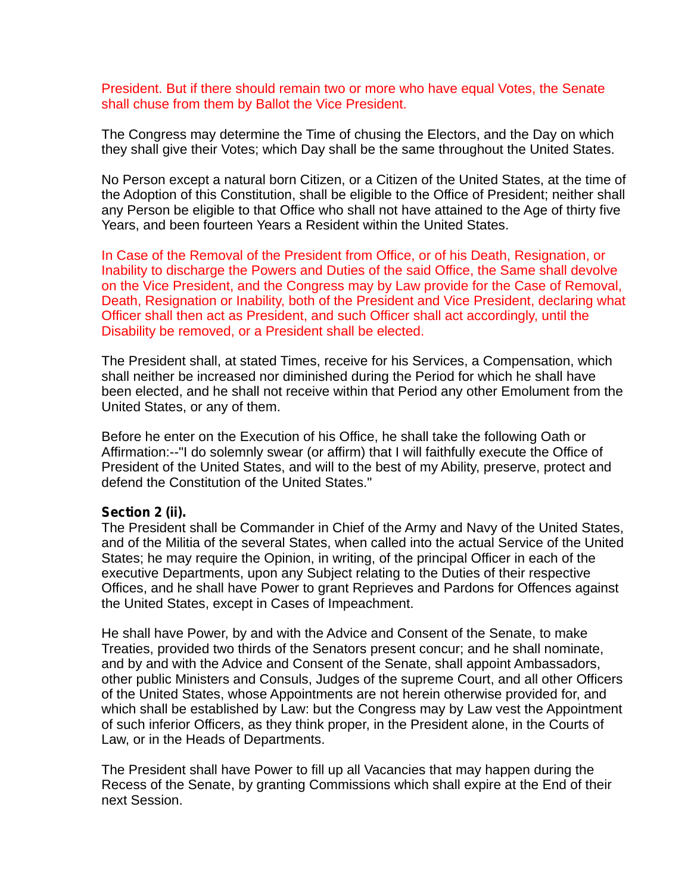President. But if there should remain two or more who have equal Votes, the Senate shall chuse from them by Ballot the Vice President.

The Congress may determine the Time of chusing the Electors, and the Day on which they shall give their Votes; which Day shall be the same throughout the United States.

No Person except a natural born Citizen, or a Citizen of the United States, at the time of the Adoption of this Constitution, shall be eligible to the Office of President; neither shall any Person be eligible to that Office who shall not have attained to the Age of thirty five Years, and been fourteen Years a Resident within the United States.

In Case of the Removal of the President from Office, or of his Death, Resignation, or Inability to discharge the Powers and Duties of the said Office, the Same shall devolve on the Vice President, and the Congress may by Law provide for the Case of Removal, Death, Resignation or Inability, both of the President and Vice President, declaring what Officer shall then act as President, and such Officer shall act accordingly, until the Disability be removed, or a President shall be elected.

The President shall, at stated Times, receive for his Services, a Compensation, which shall neither be increased nor diminished during the Period for which he shall have been elected, and he shall not receive within that Period any other Emolument from the United States, or any of them.

Before he enter on the Execution of his Office, he shall take the following Oath or Affirmation:--"I do solemnly swear (or affirm) that I will faithfully execute the Office of President of the United States, and will to the best of my Ability, preserve, protect and defend the Constitution of the United States."

**Section 2 (ii).**
The President shall be Commander in Chief of the Army and Navy of the United States, and of the Militia of the several States, when called into the actual Service of the United States; he may require the Opinion, in writing, of the principal Officer in each of the executive Departments, upon any Subject relating to the Duties of their respective Offices, and he shall have Power to grant Reprieves and Pardons for Offences against the United States, except in Cases of Impeachment.

He shall have Power, by and with the Advice and Consent of the Senate, to make Treaties, provided two thirds of the Senators present concur; and he shall nominate, and by and with the Advice and Consent of the Senate, shall appoint Ambassadors, other public Ministers and Consuls, Judges of the supreme Court, and all other Officers of the United States, whose Appointments are not herein otherwise provided for, and which shall be established by Law: but the Congress may by Law vest the Appointment of such inferior Officers, as they think proper, in the President alone, in the Courts of Law, or in the Heads of Departments.

The President shall have Power to fill up all Vacancies that may happen during the Recess of the Senate, by granting Commissions which shall expire at the End of their next Session.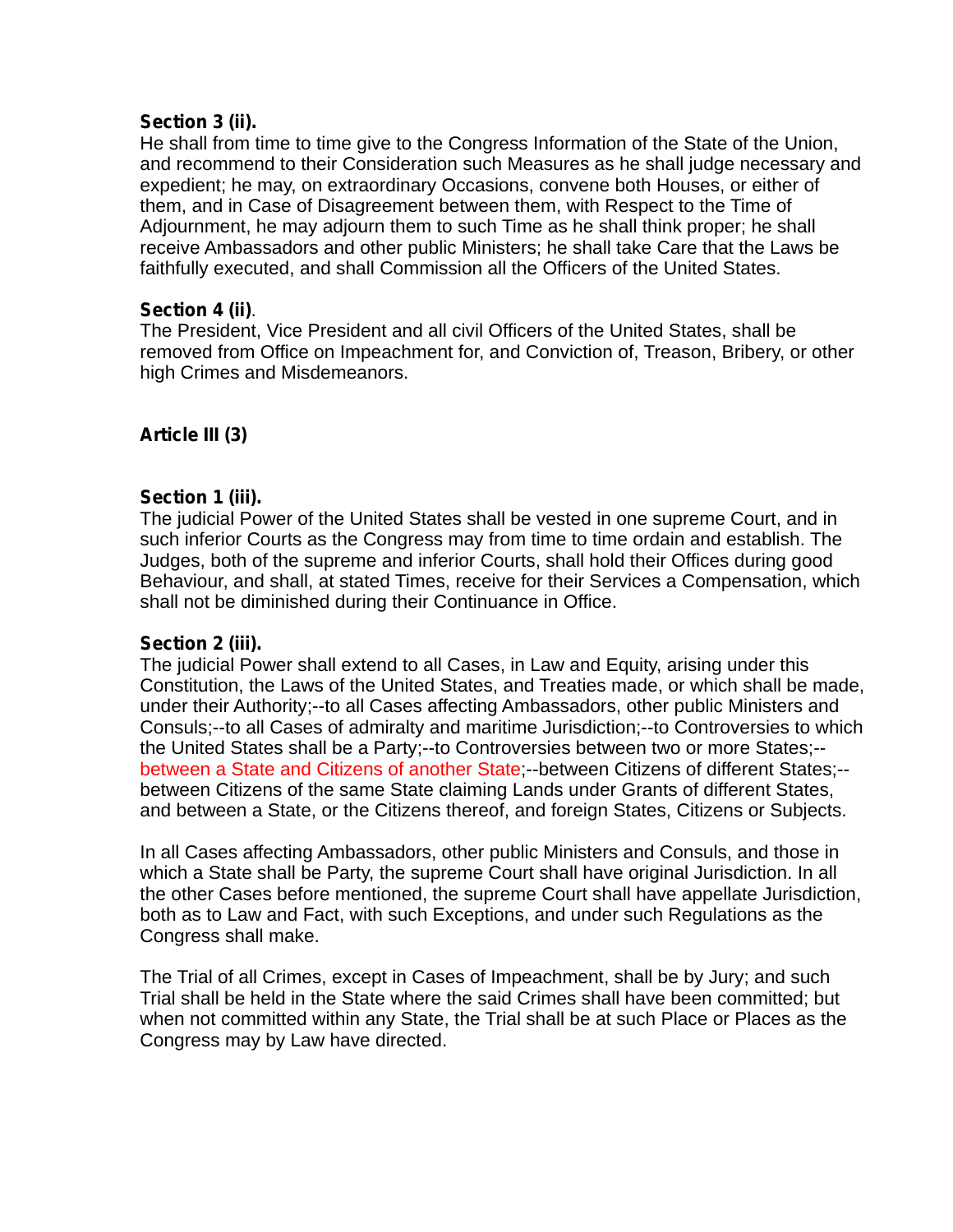**Section 3 (ii).**
He shall from time to time give to the Congress Information of the State of the Union, and recommend to their Consideration such Measures as he shall judge necessary and expedient; he may, on extraordinary Occasions, convene both Houses, or either of them, and in Case of Disagreement between them, with Respect to the Time of Adjournment, he may adjourn them to such Time as he shall think proper; he shall receive Ambassadors and other public Ministers; he shall take Care that the Laws be faithfully executed, and shall Commission all the Officers of the United States.

**Section 4 (ii)**.
The President, Vice President and all civil Officers of the United States, shall be removed from Office on Impeachment for, and Conviction of, Treason, Bribery, or other high Crimes and Misdemeanors.

## Article III (3)

**Section 1 (iii).**
The judicial Power of the United States shall be vested in one supreme Court, and in such inferior Courts as the Congress may from time to time ordain and establish. The Judges, both of the supreme and inferior Courts, shall hold their Offices during good Behaviour, and shall, at stated Times, receive for their Services a Compensation, which shall not be diminished during their Continuance in Office.

**Section 2 (iii).**
The judicial Power shall extend to all Cases, in Law and Equity, arising under this Constitution, the Laws of the United States, and Treaties made, or which shall be made, under their Authority;--to all Cases affecting Ambassadors, other public Ministers and Consuls;--to all Cases of admiralty and maritime Jurisdiction;--to Controversies to which the United States shall be a Party;--to Controversies between two or more States;--between a State and Citizens of another State;--between Citizens of different States;--between Citizens of the same State claiming Lands under Grants of different States, and between a State, or the Citizens thereof, and foreign States, Citizens or Subjects.

In all Cases affecting Ambassadors, other public Ministers and Consuls, and those in which a State shall be Party, the supreme Court shall have original Jurisdiction. In all the other Cases before mentioned, the supreme Court shall have appellate Jurisdiction, both as to Law and Fact, with such Exceptions, and under such Regulations as the Congress shall make.

The Trial of all Crimes, except in Cases of Impeachment, shall be by Jury; and such Trial shall be held in the State where the said Crimes shall have been committed; but when not committed within any State, the Trial shall be at such Place or Places as the Congress may by Law have directed.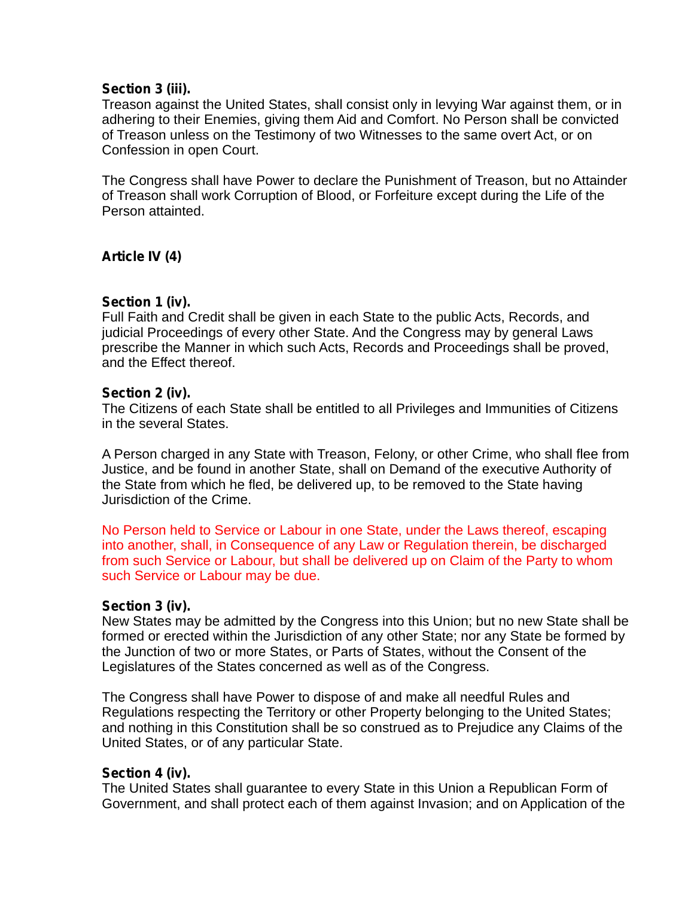**Section 3 (iii).**
Treason against the United States, shall consist only in levying War against them, or in adhering to their Enemies, giving them Aid and Comfort. No Person shall be convicted of Treason unless on the Testimony of two Witnesses to the same overt Act, or on Confession in open Court.

The Congress shall have Power to declare the Punishment of Treason, but no Attainder of Treason shall work Corruption of Blood, or Forfeiture except during the Life of the Person attainted.

## Article IV (4)

**Section 1 (iv).**
Full Faith and Credit shall be given in each State to the public Acts, Records, and judicial Proceedings of every other State. And the Congress may by general Laws prescribe the Manner in which such Acts, Records and Proceedings shall be proved, and the Effect thereof.

**Section 2 (iv).**
The Citizens of each State shall be entitled to all Privileges and Immunities of Citizens in the several States.

A Person charged in any State with Treason, Felony, or other Crime, who shall flee from Justice, and be found in another State, shall on Demand of the executive Authority of the State from which he fled, be delivered up, to be removed to the State having Jurisdiction of the Crime.

No Person held to Service or Labour in one State, under the Laws thereof, escaping into another, shall, in Consequence of any Law or Regulation therein, be discharged from such Service or Labour, but shall be delivered up on Claim of the Party to whom such Service or Labour may be due.

**Section 3 (iv).**
New States may be admitted by the Congress into this Union; but no new State shall be formed or erected within the Jurisdiction of any other State; nor any State be formed by the Junction of two or more States, or Parts of States, without the Consent of the Legislatures of the States concerned as well as of the Congress.

The Congress shall have Power to dispose of and make all needful Rules and Regulations respecting the Territory or other Property belonging to the United States; and nothing in this Constitution shall be so construed as to Prejudice any Claims of the United States, or of any particular State.

**Section 4 (iv).**
The United States shall guarantee to every State in this Union a Republican Form of Government, and shall protect each of them against Invasion; and on Application of the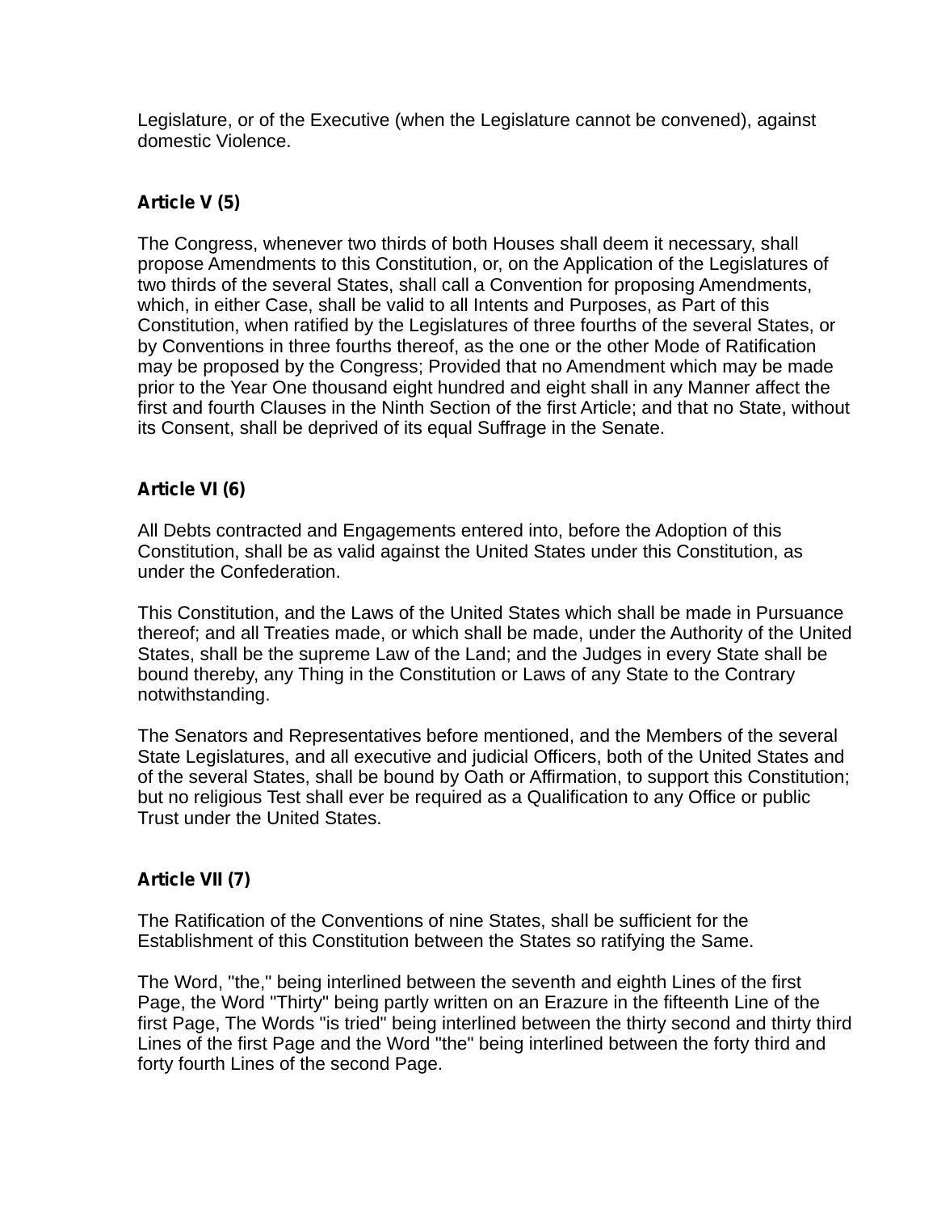Legislature, or of the Executive (when the Legislature cannot be convened), against domestic Violence.

## Article V (5)

The Congress, whenever two thirds of both Houses shall deem it necessary, shall propose Amendments to this Constitution, or, on the Application of the Legislatures of two thirds of the several States, shall call a Convention for proposing Amendments, which, in either Case, shall be valid to all Intents and Purposes, as Part of this Constitution, when ratified by the Legislatures of three fourths of the several States, or by Conventions in three fourths thereof, as the one or the other Mode of Ratification may be proposed by the Congress; Provided that no Amendment which may be made prior to the Year One thousand eight hundred and eight shall in any Manner affect the first and fourth Clauses in the Ninth Section of the first Article; and that no State, without its Consent, shall be deprived of its equal Suffrage in the Senate.

## Article VI (6)

All Debts contracted and Engagements entered into, before the Adoption of this Constitution, shall be as valid against the United States under this Constitution, as under the Confederation.

This Constitution, and the Laws of the United States which shall be made in Pursuance thereof; and all Treaties made, or which shall be made, under the Authority of the United States, shall be the supreme Law of the Land; and the Judges in every State shall be bound thereby, any Thing in the Constitution or Laws of any State to the Contrary notwithstanding.

The Senators and Representatives before mentioned, and the Members of the several State Legislatures, and all executive and judicial Officers, both of the United States and of the several States, shall be bound by Oath or Affirmation, to support this Constitution; but no religious Test shall ever be required as a Qualification to any Office or public Trust under the United States.

## Article VII (7)

The Ratification of the Conventions of nine States, shall be sufficient for the Establishment of this Constitution between the States so ratifying the Same.

The Word, "the," being interlined between the seventh and eighth Lines of the first Page, the Word "Thirty" being partly written on an Erazure in the fifteenth Line of the first Page, The Words "is tried" being interlined between the thirty second and thirty third Lines of the first Page and the Word "the" being interlined between the forty third and forty fourth Lines of the second Page.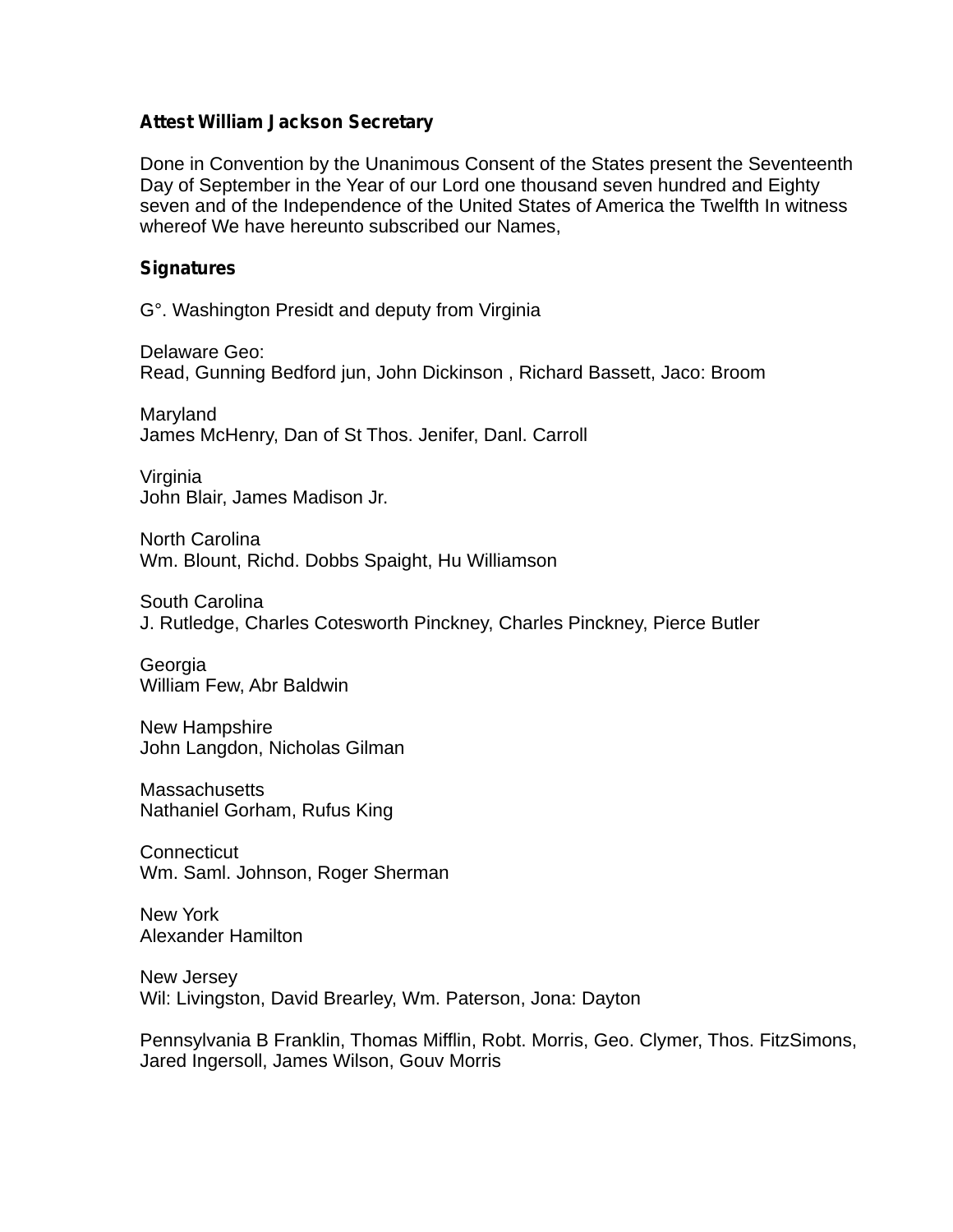**Attest William Jackson Secretary**

Done in Convention by the Unanimous Consent of the States present the Seventeenth Day of September in the Year of our Lord one thousand seven hundred and Eighty seven and of the Independence of the United States of America the Twelfth In witness whereof We have hereunto subscribed our Names,

**Signatures**

G°. Washington Presidt and deputy from Virginia

Delaware Geo:
Read, Gunning Bedford jun, John Dickinson , Richard Bassett, Jaco: Broom

Maryland
James McHenry, Dan of St Thos. Jenifer, Danl. Carroll

Virginia
John Blair, James Madison Jr.

North Carolina
Wm. Blount, Richd. Dobbs Spaight, Hu Williamson

South Carolina
J. Rutledge, Charles Cotesworth Pinckney, Charles Pinckney, Pierce Butler

Georgia
William Few, Abr Baldwin

New Hampshire
John Langdon, Nicholas Gilman

Massachusetts
Nathaniel Gorham, Rufus King

Connecticut
Wm. Saml. Johnson, Roger Sherman

New York
Alexander Hamilton

New Jersey
Wil: Livingston, David Brearley, Wm. Paterson, Jona: Dayton

Pennsylvania B Franklin, Thomas Mifflin, Robt. Morris, Geo. Clymer, Thos. FitzSimons, Jared Ingersoll, James Wilson, Gouv Morris